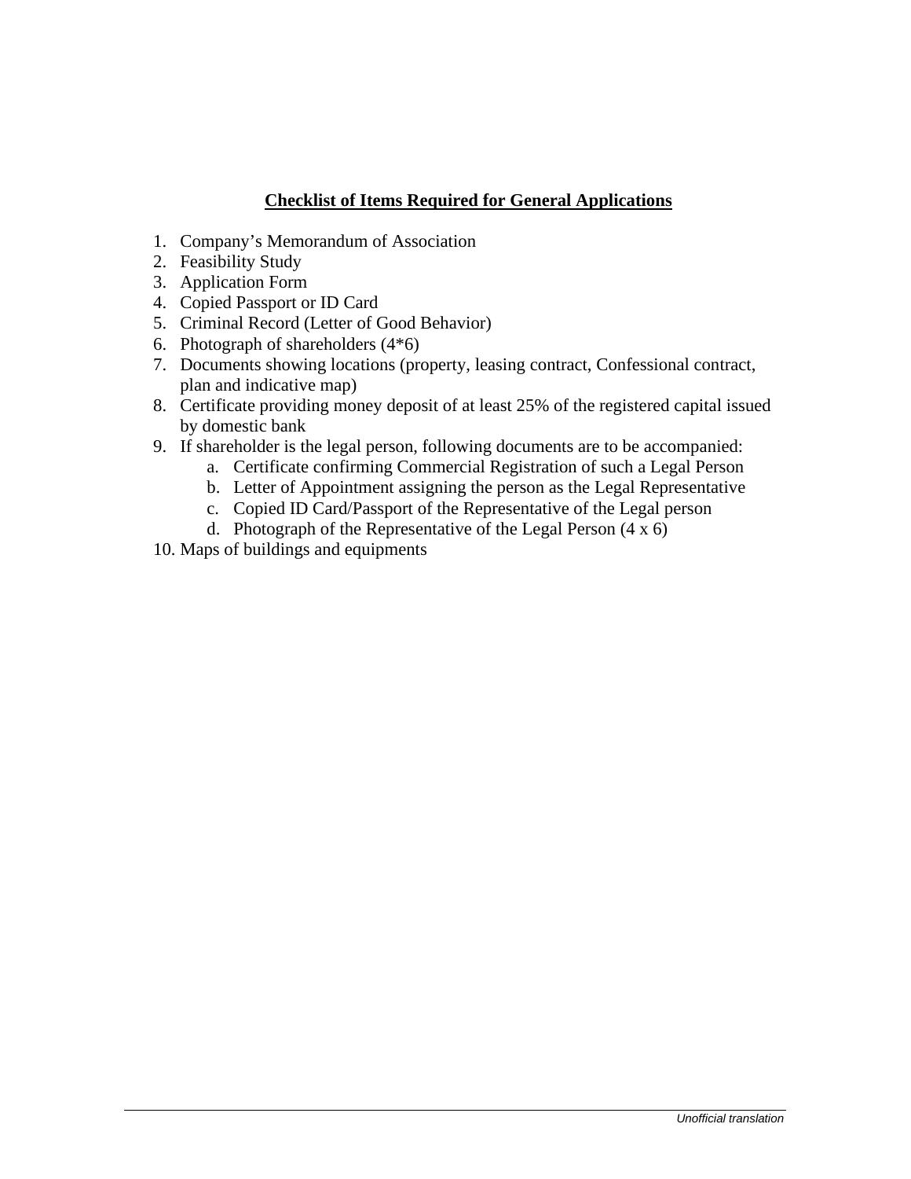**Checklist of Items Required for General Applications**

1. Company's Memorandum of Association
2. Feasibility Study
3. Application Form
4. Copied Passport or ID Card
5. Criminal Record (Letter of Good Behavior)
6. Photograph of shareholders (4*6)
7. Documents showing locations (property, leasing contract, Confessional contract, plan and indicative map)
8. Certificate providing money deposit of at least 25% of the registered capital issued by domestic bank
9. If shareholder is the legal person, following documents are to be accompanied:
   a. Certificate confirming Commercial Registration of such a Legal Person
   b. Letter of Appointment assigning the person as the Legal Representative
   c. Copied ID Card/Passport of the Representative of the Legal person
   d. Photograph of the Representative of the Legal Person (4 x 6)
10. Maps of buildings and equipments

*Unofficial translation*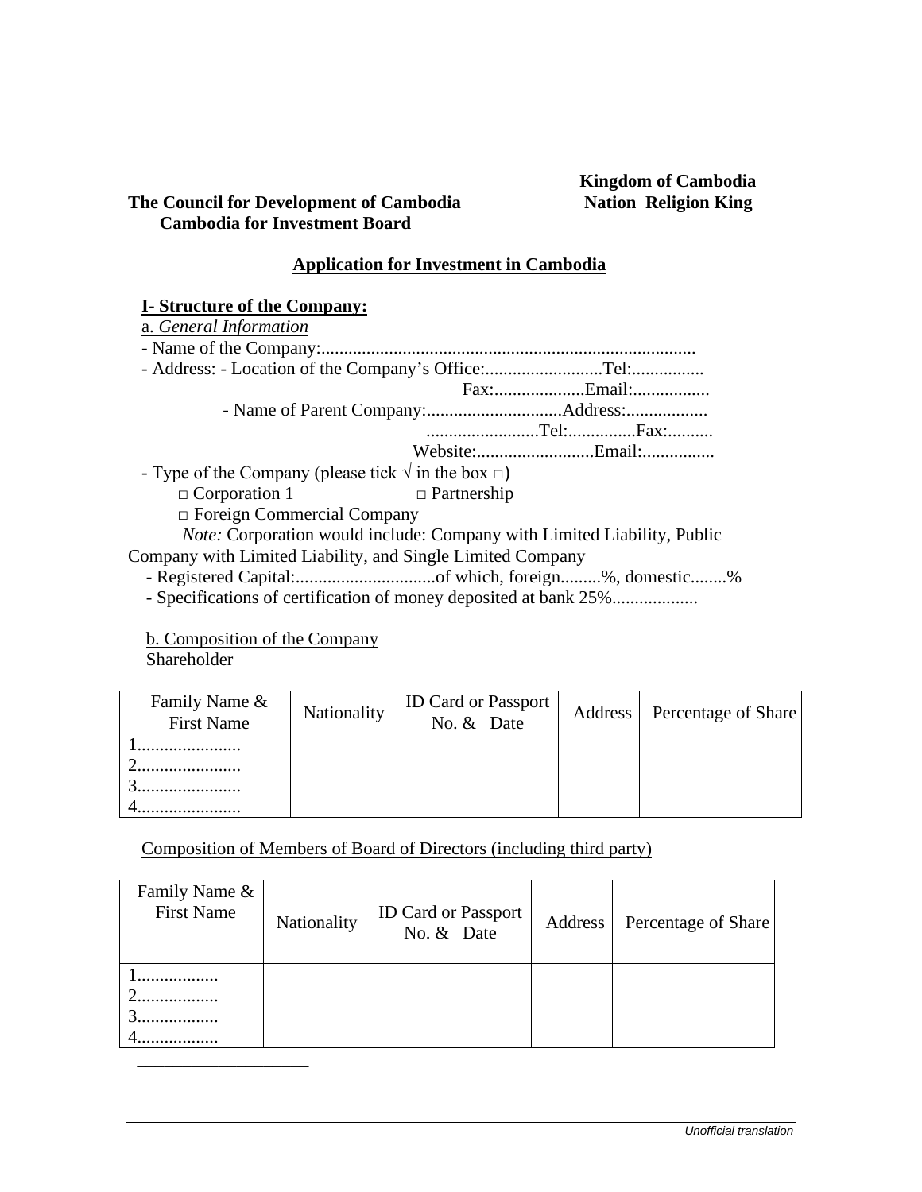**Kingdom of Cambodia**
**Nation Religion King**

**The Council for Development of Cambodia**
**Cambodia for Investment Board**

## Application for Investment in Cambodia

### I- Structure of the Company:

a. *General Information*

- Name of the Company:...................................................................................
- Address: - Location of the Company's Office:..........................Tel:................
  Fax:...................Email:.................
  - Name of Parent Company:..............................Address:..................
  .........................Tel:...............Fax:..........
  Website:..........................Email:................
- Type of the Company (please tick √ in the box □)
  □ Corporation 1 □ Partnership
  □ Foreign Commercial Company
  *Note:* Corporation would include: Company with Limited Liability, Public Company with Limited Liability, and Single Limited Company
- Registered Capital:...............................of which, foreign.........%, domestic........%
- Specifications of certification of money deposited at bank 25%..................

b. Composition of the Company

Shareholder

| Family Name & First Name | Nationality | ID Card or Passport No. & Date | Address | Percentage of Share |
|---|---|---|---|---|
| 1......................<br>2......................<br>3......................<br>4...................... | | | | |

Composition of Members of Board of Directors (including third party)

| Family Name & First Name | Nationality | ID Card or Passport No. & Date | Address | Percentage of Share |
|---|---|---|---|---|
| 1.................<br>2.................<br>3.................<br>4................. | | | | |

*Unofficial translation*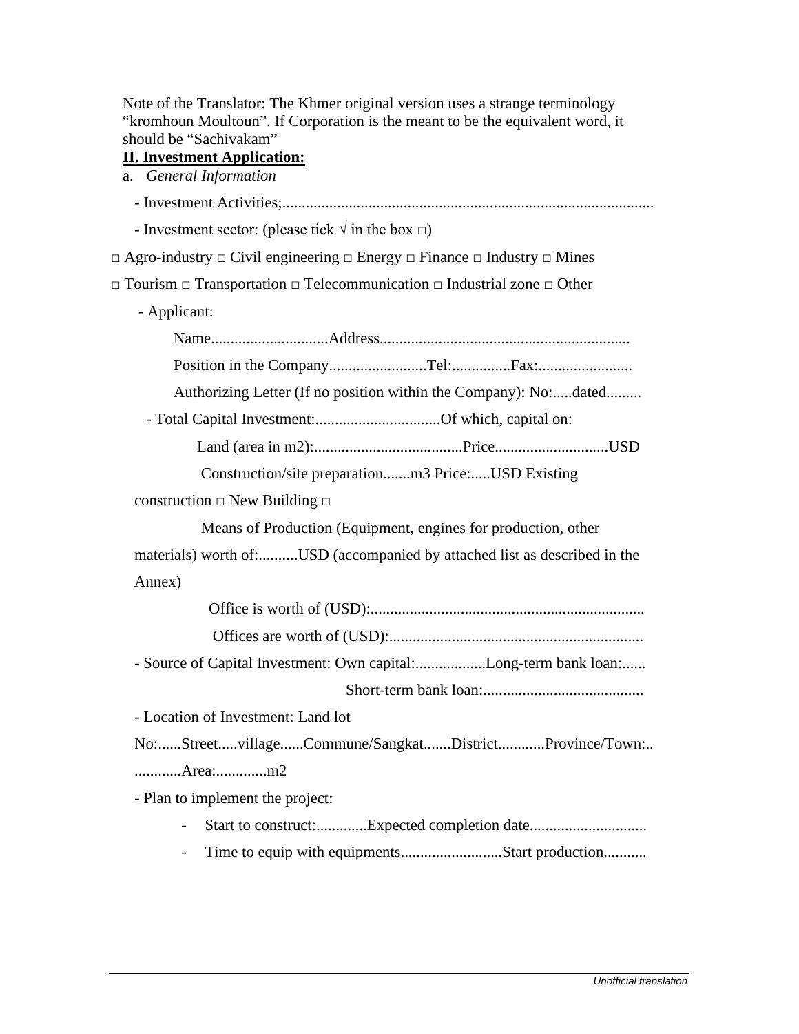Note of the Translator: The Khmer original version uses a strange terminology "kromhoun Moultoun". If Corporation is the meant to be the equivalent word, it should be "Sachivakam"

**II. Investment Application:**

a. *General Information*

- Investment Activities;...............................................................................................

- Investment sector: (please tick √ in the box □)

□ Agro-industry □ Civil engineering □ Energy □ Finance □ Industry □ Mines

□ Tourism □ Transportation □ Telecommunication □ Industrial zone □ Other

- Applicant:

Name..............................Address................................................................

Position in the Company.........................Tel:...............Fax:........................

Authorizing Letter (If no position within the Company): No:.....dated.........

- Total Capital Investment:................................Of which, capital on:

Land (area in m2):......................................Price............................USD

Construction/site preparation.......m3 Price:.....USD Existing construction □ New Building □

Means of Production (Equipment, engines for production, other materials) worth of:..........USD (accompanied by attached list as described in the Annex)

Office is worth of (USD):.....................................................................

Offices are worth of (USD):................................................................

- Source of Capital Investment: Own capital:..................Long-term bank loan:......

Short-term bank loan:.........................................

- Location of Investment: Land lot No:......Street.....village......Commune/Sangkat.......District............Province/Town:.. ............Area:.............m2

- Plan to implement the project:

- Start to construct:.............Expected completion date.............................
- Time to equip with equipments..........................Start production...........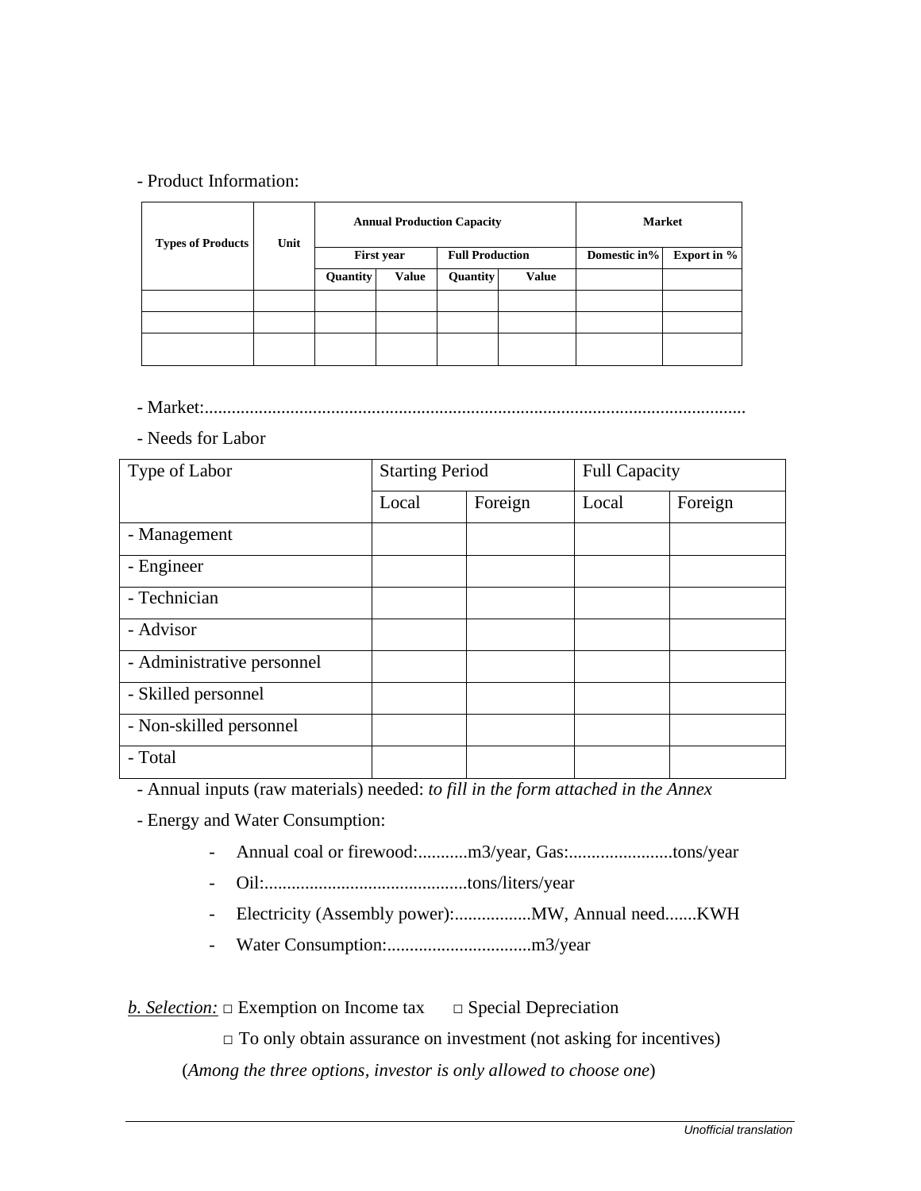- Product Information:

| Types of Products | Unit | Annual Production Capacity | | | | Market | |
|---|---|---|---|---|---|---|---|
| | | First year | | Full Production | | Domestic in% | Export in % |
| | | Quantity | Value | Quantity | Value | | |
| | | | | | | | |
| | | | | | | | |
| | | | | | | | |

- Market:.......................................................................................................................

- Needs for Labor

| Type of Labor | Starting Period | | Full Capacity | |
|---|---|---|---|---|
| | Local | Foreign | Local | Foreign |
| - Management | | | | |
| - Engineer | | | | |
| - Technician | | | | |
| - Advisor | | | | |
| - Administrative personnel | | | | |
| - Skilled personnel | | | | |
| - Non-skilled personnel | | | | |
| - Total | | | | |

- Annual inputs (raw materials) needed: *to fill in the form attached in the Annex*

- Energy and Water Consumption:

  - Annual coal or firewood:...........m3/year, Gas:.......................tons/year
  - Oil:............................................tons/liters/year
  - Electricity (Assembly power):.................MW, Annual need.......KWH
  - Water Consumption:................................m3/year

*b. Selection:* □ Exemption on Income tax □ Special Depreciation

□ To only obtain assurance on investment (not asking for incentives)

(*Among the three options, investor is only allowed to choose one*)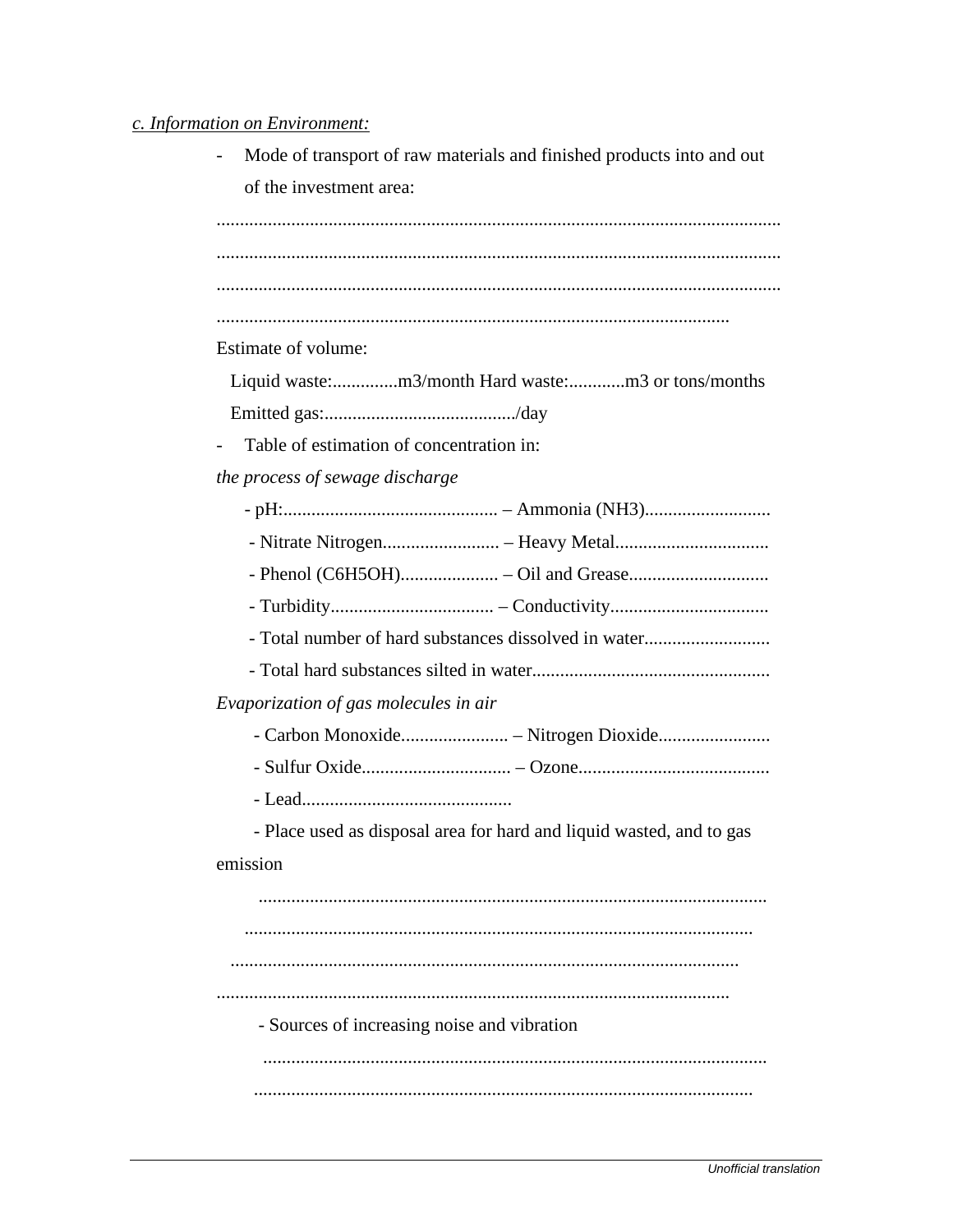*c. Information on Environment:*

- Mode of transport of raw materials and finished products into and out of the investment area:

........................................................................................................................
........................................................................................................................
........................................................................................................................
.............................................................................................................

Estimate of volume:

Liquid waste:..............m3/month Hard waste:............m3 or tons/months

Emitted gas:........................................./day

- Table of estimation of concentration in:

*the process of sewage discharge*

- pH:............................................. – Ammonia ($NH_3$)...........................
- Nitrate Nitrogen......................... – Heavy Metal.................................
- Phenol ($C_6H_5OH$)..................... – Oil and Grease.............................
- Turbidity.................................. – Conductivity..................................
- Total number of hard substances dissolved in water...........................
- Total hard substances silted in water...................................................

*Evaporization of gas molecules in air*

- Carbon Monoxide....................... – Nitrogen Dioxide........................
- Sulfur Oxide................................ – Ozone.........................................
- Lead............................................
- Place used as disposal area for hard and liquid wasted, and to gas emission

...........................................................................................................
...........................................................................................................
...........................................................................................................
.............................................................................................................

- Sources of increasing noise and vibration

...........................................................................................................
...........................................................................................................

*Unofficial translation*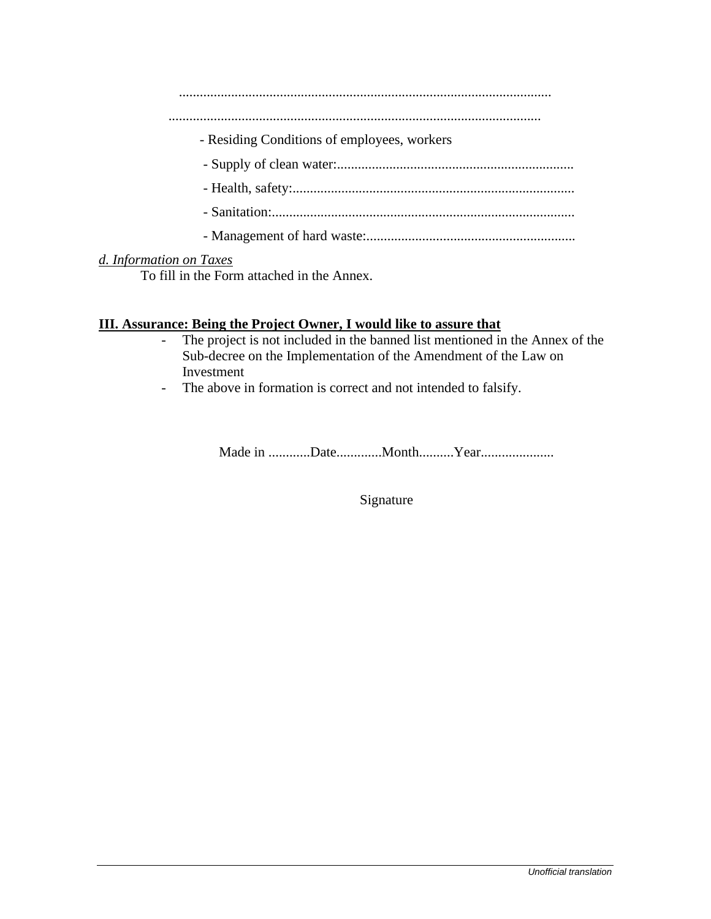..........................................................................................................

..........................................................................................................

- Residing Conditions of employees, workers
  - Supply of clean water:....................................................................
  - Health, safety:.................................................................................
  - Sanitation:.......................................................................................
  - Management of hard waste:............................................................

*d. Information on Taxes*

To fill in the Form attached in the Annex.

**III. Assurance: Being the Project Owner, I would like to assure that**

- The project is not included in the banned list mentioned in the Annex of the Sub-decree on the Implementation of the Amendment of the Law on Investment
- The above in formation is correct and not intended to falsify.

Made in ............Date.............Month..........Year.....................

Signature

*Unofficial translation*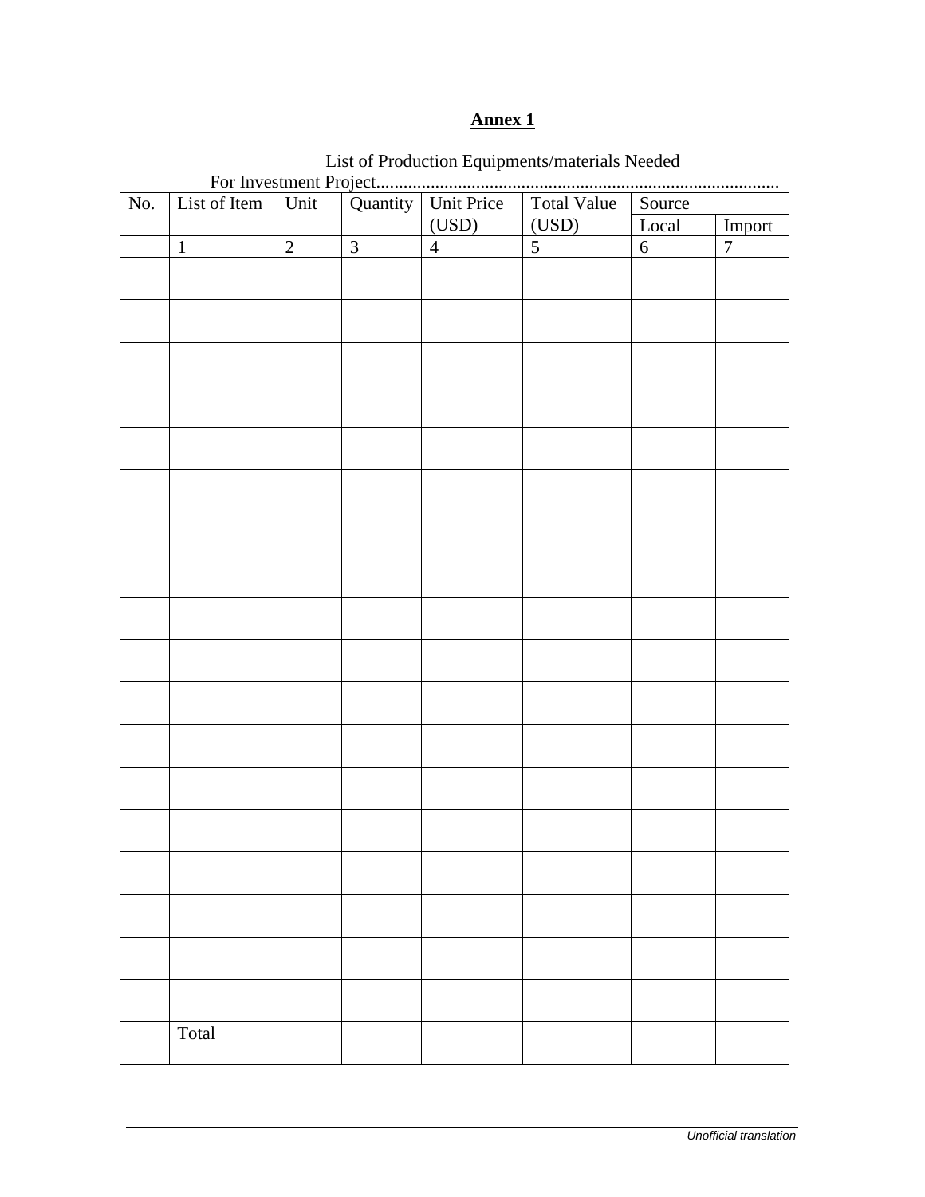**Annex 1**

List of Production Equipments/materials Needed

For Investment Project........................................................................................

| No. | List of Item | Unit | Quantity | Unit Price (USD) | Total Value (USD) | Source | |
|---|---|---|---|---|---|---|---|
| | | | | | | Local | Import |
| | 1 | 2 | 3 | 4 | 5 | 6 | 7 |
| | | | | | | | |
| | | | | | | | |
| | | | | | | | |
| | | | | | | | |
| | | | | | | | |
| | | | | | | | |
| | | | | | | | |
| | | | | | | | |
| | | | | | | | |
| | | | | | | | |
| | | | | | | | |
| | | | | | | | |
| | | | | | | | |
| | | | | | | | |
| | | | | | | | |
| | | | | | | | |
| | | | | | | | |
| | | | | | | | |
| | Total | | | | | | |

*Unofficial translation*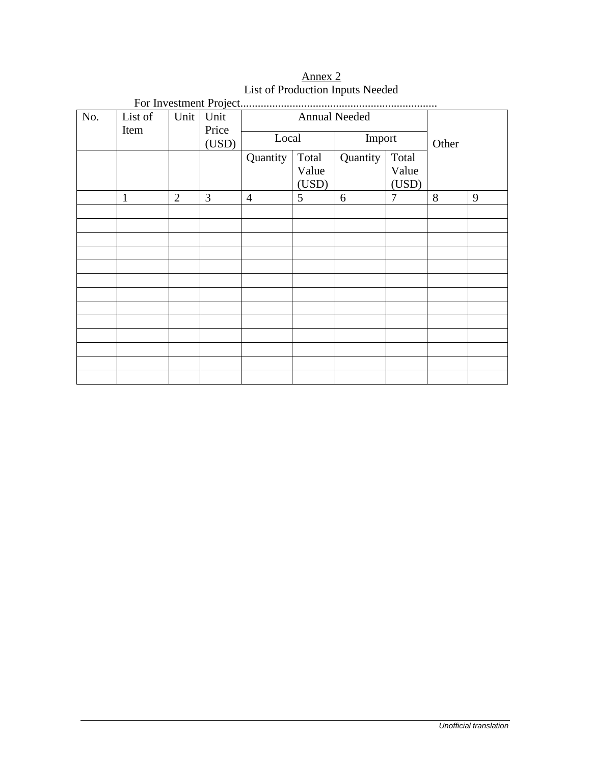Annex 2

List of Production Inputs Needed

For Investment Project...................................................................

| No. | List of Item | Unit | Unit Price (USD) | Annual Needed | | | | Other | |
|---|---|---|---|---|---|---|---|---|---|
| | | | | Local | | Import | | | |
| | | | | Quantity | Total Value (USD) | Quantity | Total Value (USD) | | |
| | 1 | 2 | 3 | 4 | 5 | 6 | 7 | 8 | 9 |
| | | | | | | | | | |
| | | | | | | | | | |
| | | | | | | | | | |
| | | | | | | | | | |
| | | | | | | | | | |
| | | | | | | | | | |
| | | | | | | | | | |
| | | | | | | | | | |
| | | | | | | | | | |
| | | | | | | | | | |
| | | | | | | | | | |
| | | | | | | | | | |
| | | | | | | | | | |

*Unofficial translation*